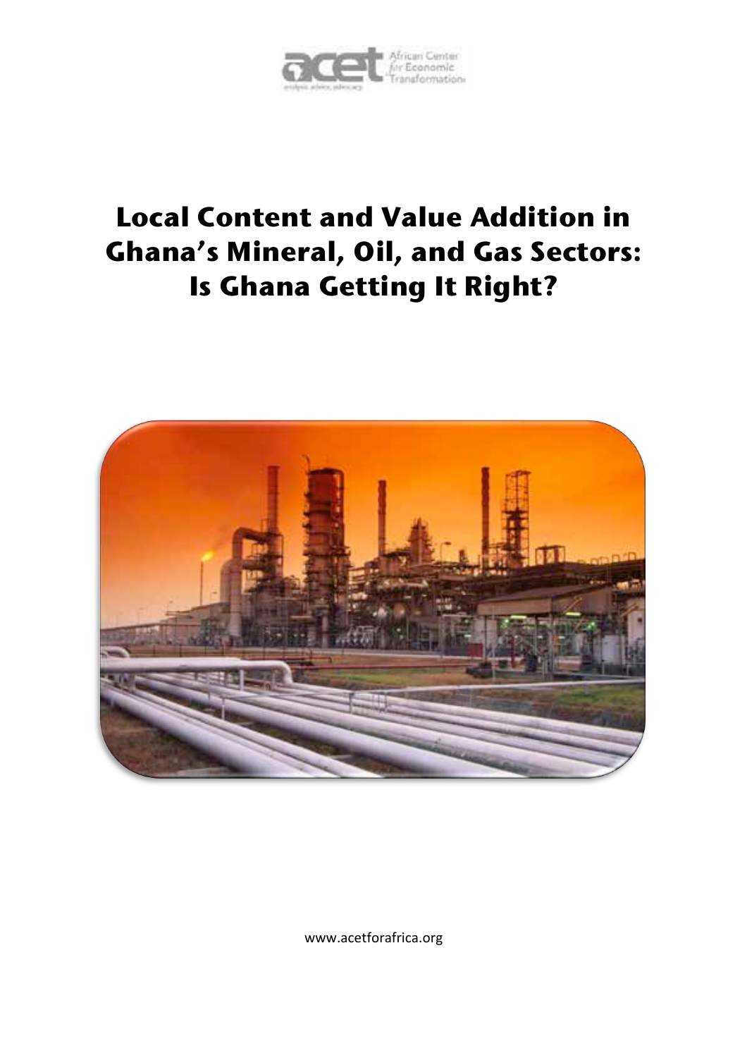# Local Content and Value Addition in Ghana's Mineral, Oil, and Gas Sectors: Is Ghana Getting It Right?

www.acetforafrica.org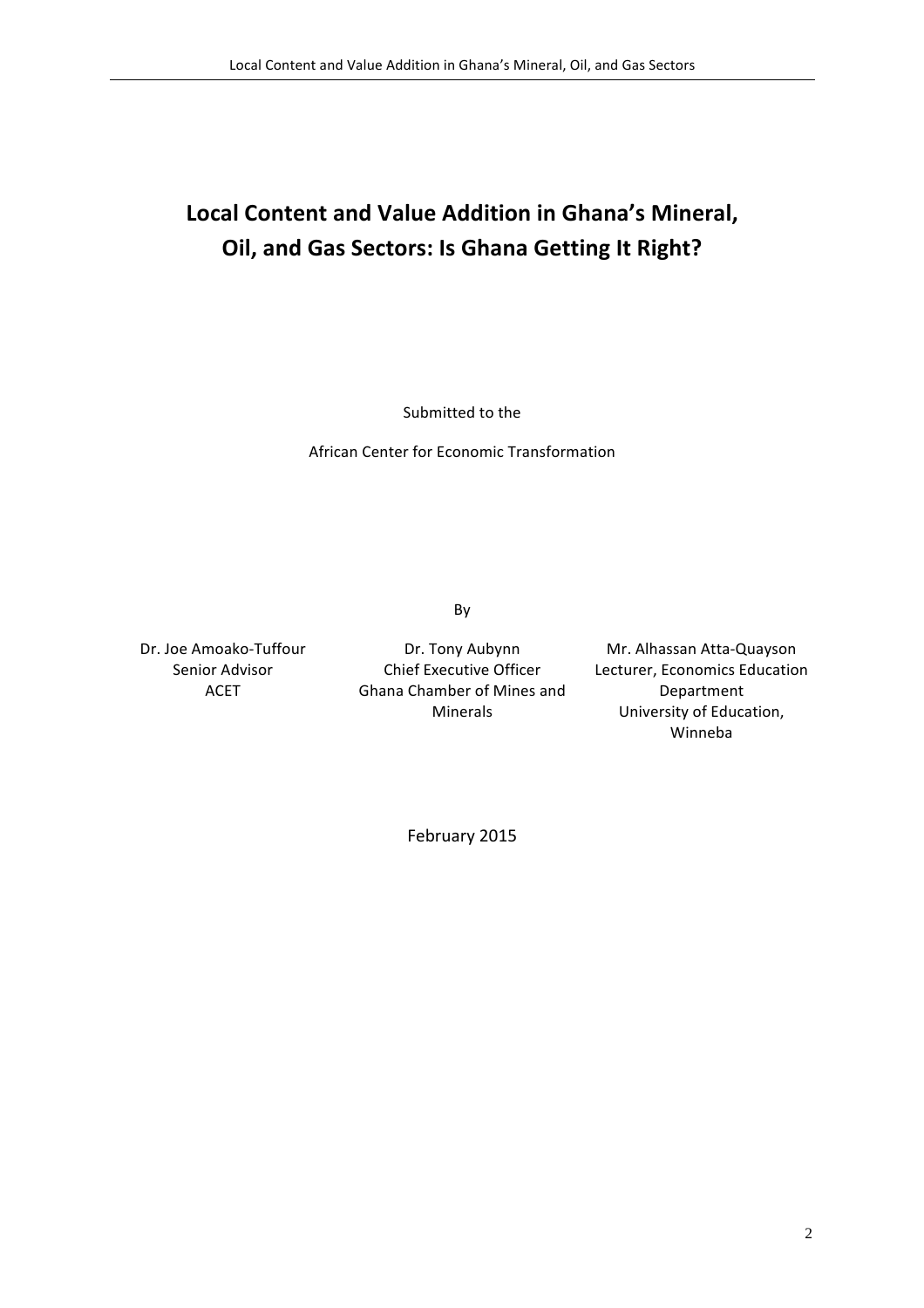# Local Content and Value Addition in Ghana's Mineral, Oil, and Gas Sectors: Is Ghana Getting It Right?

Submitted to the

African Center for Economic Transformation

By

Dr. Joe Amoako-Tuffour
Senior Advisor
ACET

Dr. Tony Aubynn
Chief Executive Officer
Ghana Chamber of Mines and Minerals

Mr. Alhassan Atta-Quayson
Lecturer, Economics Education Department
University of Education, Winneba

February 2015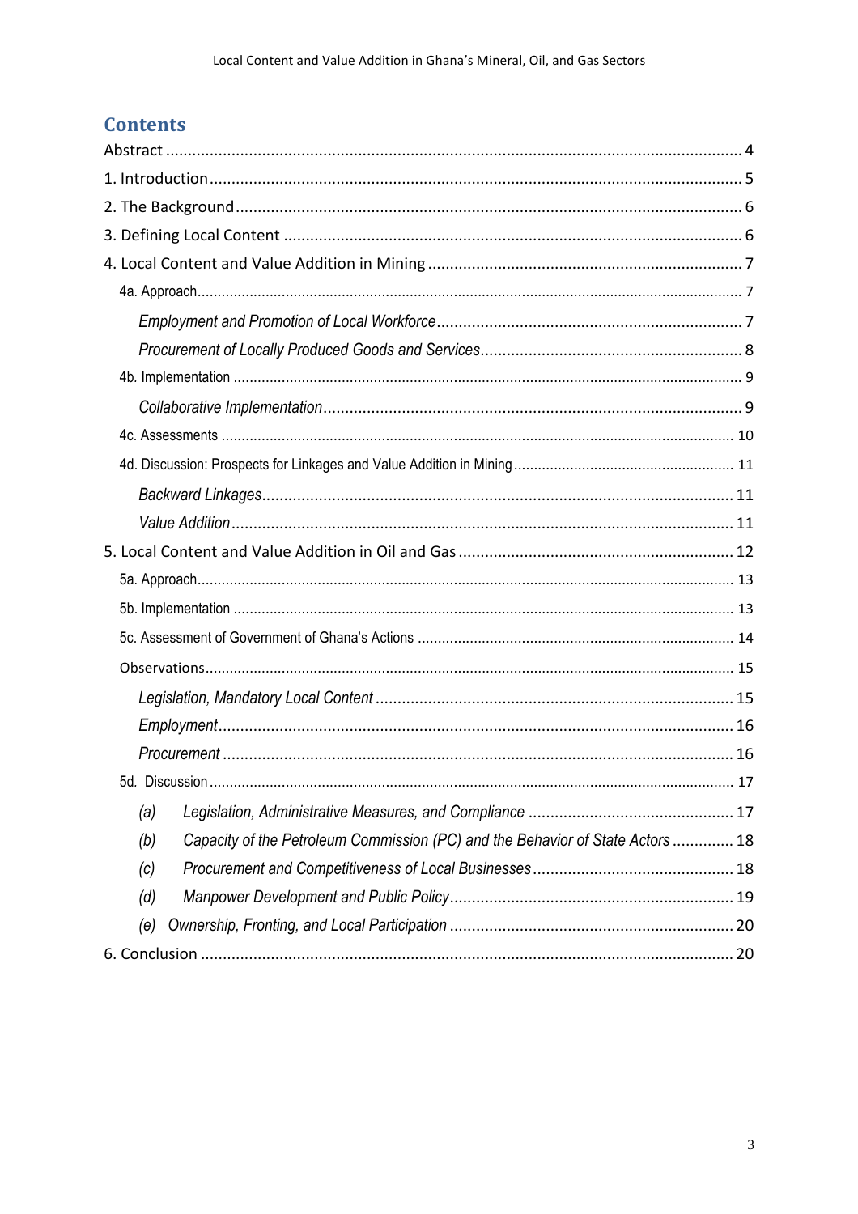# Contents

Abstract ..... 4
1. Introduction ..... 5
2. The Background ..... 6
3. Defining Local Content ..... 6
4. Local Content and Value Addition in Mining ..... 7
  4a. Approach ..... 7
    *Employment and Promotion of Local Workforce* ..... 7
    *Procurement of Locally Produced Goods and Services* ..... 8
  4b. Implementation ..... 9
    *Collaborative Implementation* ..... 9
  4c. Assessments ..... 10
  4d. Discussion: Prospects for Linkages and Value Addition in Mining ..... 11
    *Backward Linkages* ..... 11
    *Value Addition* ..... 11
5. Local Content and Value Addition in Oil and Gas ..... 12
  5a. Approach ..... 13
  5b. Implementation ..... 13
  5c. Assessment of Government of Ghana's Actions ..... 14
  Observations ..... 15
    *Legislation, Mandatory Local Content* ..... 15
    *Employment* ..... 16
    *Procurement* ..... 16
  5d. Discussion ..... 17
    *(a) Legislation, Administrative Measures, and Compliance* ..... 17
    *(b) Capacity of the Petroleum Commission (PC) and the Behavior of State Actors* ..... 18
    *(c) Procurement and Competitiveness of Local Businesses* ..... 18
    *(d) Manpower Development and Public Policy* ..... 19
    *(e) Ownership, Fronting, and Local Participation* ..... 20
6. Conclusion ..... 20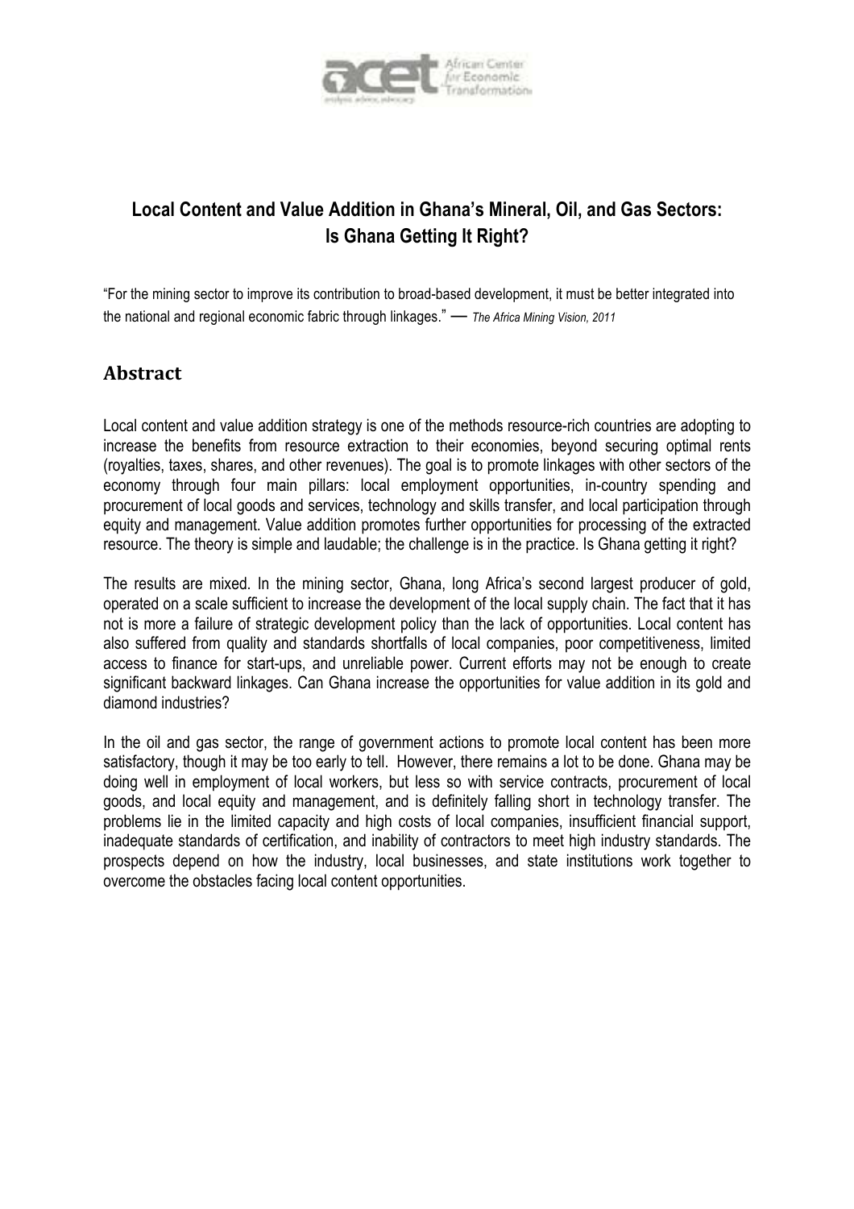# Local Content and Value Addition in Ghana's Mineral, Oil, and Gas Sectors: Is Ghana Getting It Right?

"For the mining sector to improve its contribution to broad-based development, it must be better integrated into the national and regional economic fabric through linkages." — *The Africa Mining Vision, 2011*

## Abstract

Local content and value addition strategy is one of the methods resource-rich countries are adopting to increase the benefits from resource extraction to their economies, beyond securing optimal rents (royalties, taxes, shares, and other revenues). The goal is to promote linkages with other sectors of the economy through four main pillars: local employment opportunities, in-country spending and procurement of local goods and services, technology and skills transfer, and local participation through equity and management. Value addition promotes further opportunities for processing of the extracted resource. The theory is simple and laudable; the challenge is in the practice. Is Ghana getting it right?

The results are mixed. In the mining sector, Ghana, long Africa's second largest producer of gold, operated on a scale sufficient to increase the development of the local supply chain. The fact that it has not is more a failure of strategic development policy than the lack of opportunities. Local content has also suffered from quality and standards shortfalls of local companies, poor competitiveness, limited access to finance for start-ups, and unreliable power. Current efforts may not be enough to create significant backward linkages. Can Ghana increase the opportunities for value addition in its gold and diamond industries?

In the oil and gas sector, the range of government actions to promote local content has been more satisfactory, though it may be too early to tell. However, there remains a lot to be done. Ghana may be doing well in employment of local workers, but less so with service contracts, procurement of local goods, and local equity and management, and is definitely falling short in technology transfer. The problems lie in the limited capacity and high costs of local companies, insufficient financial support, inadequate standards of certification, and inability of contractors to meet high industry standards. The prospects depend on how the industry, local businesses, and state institutions work together to overcome the obstacles facing local content opportunities.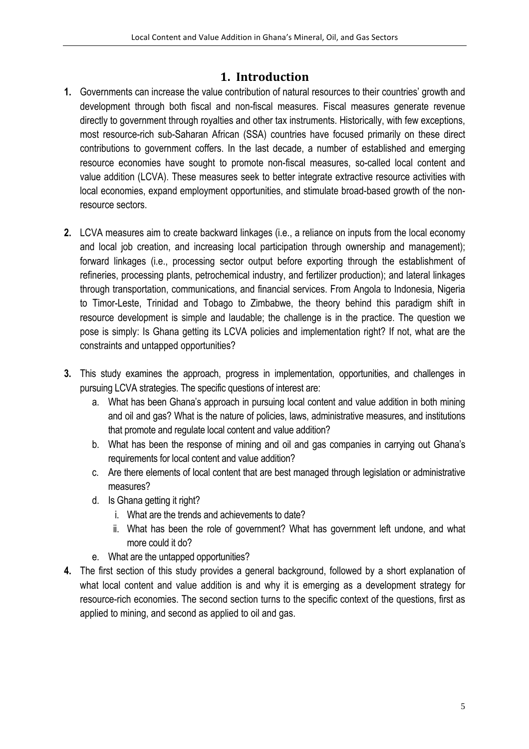# 1. Introduction

**1.** Governments can increase the value contribution of natural resources to their countries' growth and development through both fiscal and non-fiscal measures. Fiscal measures generate revenue directly to government through royalties and other tax instruments. Historically, with few exceptions, most resource-rich sub-Saharan African (SSA) countries have focused primarily on these direct contributions to government coffers. In the last decade, a number of established and emerging resource economies have sought to promote non-fiscal measures, so-called local content and value addition (LCVA). These measures seek to better integrate extractive resource activities with local economies, expand employment opportunities, and stimulate broad-based growth of the non-resource sectors.

**2.** LCVA measures aim to create backward linkages (i.e., a reliance on inputs from the local economy and local job creation, and increasing local participation through ownership and management); forward linkages (i.e., processing sector output before exporting through the establishment of refineries, processing plants, petrochemical industry, and fertilizer production); and lateral linkages through transportation, communications, and financial services. From Angola to Indonesia, Nigeria to Timor-Leste, Trinidad and Tobago to Zimbabwe, the theory behind this paradigm shift in resource development is simple and laudable; the challenge is in the practice. The question we pose is simply: Is Ghana getting its LCVA policies and implementation right? If not, what are the constraints and untapped opportunities?

**3.** This study examines the approach, progress in implementation, opportunities, and challenges in pursuing LCVA strategies. The specific questions of interest are:

   a. What has been Ghana's approach in pursuing local content and value addition in both mining and oil and gas? What is the nature of policies, laws, administrative measures, and institutions that promote and regulate local content and value addition?
   b. What has been the response of mining and oil and gas companies in carrying out Ghana's requirements for local content and value addition?
   c. Are there elements of local content that are best managed through legislation or administrative measures?
   d. Is Ghana getting it right?
      i. What are the trends and achievements to date?
      ii. What has been the role of government? What has government left undone, and what more could it do?
   e. What are the untapped opportunities?

**4.** The first section of this study provides a general background, followed by a short explanation of what local content and value addition is and why it is emerging as a development strategy for resource-rich economies. The second section turns to the specific context of the questions, first as applied to mining, and second as applied to oil and gas.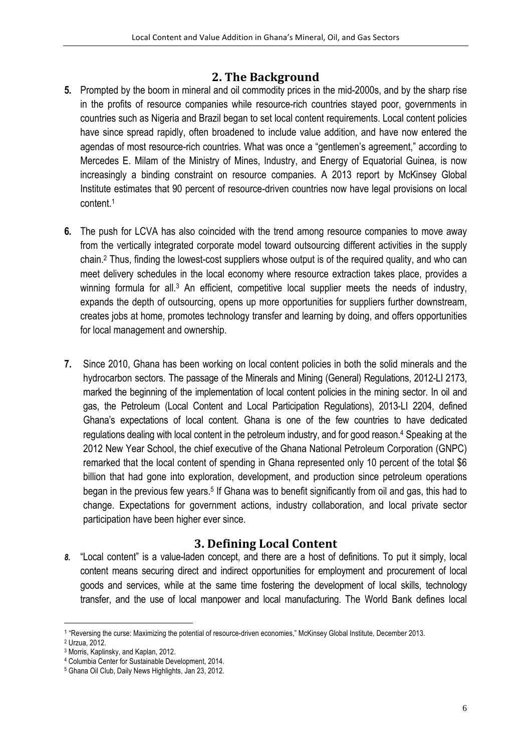## 2. The Background

**5.** Prompted by the boom in mineral and oil commodity prices in the mid-2000s, and by the sharp rise in the profits of resource companies while resource-rich countries stayed poor, governments in countries such as Nigeria and Brazil began to set local content requirements. Local content policies have since spread rapidly, often broadened to include value addition, and have now entered the agendas of most resource-rich countries. What was once a "gentlemen's agreement," according to Mercedes E. Milam of the Ministry of Mines, Industry, and Energy of Equatorial Guinea, is now increasingly a binding constraint on resource companies. A 2013 report by McKinsey Global Institute estimates that 90 percent of resource-driven countries now have legal provisions on local content.[1]

**6.** The push for LCVA has also coincided with the trend among resource companies to move away from the vertically integrated corporate model toward outsourcing different activities in the supply chain.[2] Thus, finding the lowest-cost suppliers whose output is of the required quality, and who can meet delivery schedules in the local economy where resource extraction takes place, provides a winning formula for all.[3] An efficient, competitive local supplier meets the needs of industry, expands the depth of outsourcing, opens up more opportunities for suppliers further downstream, creates jobs at home, promotes technology transfer and learning by doing, and offers opportunities for local management and ownership.

**7.** Since 2010, Ghana has been working on local content policies in both the solid minerals and the hydrocarbon sectors. The passage of the Minerals and Mining (General) Regulations, 2012-LI 2173, marked the beginning of the implementation of local content policies in the mining sector. In oil and gas, the Petroleum (Local Content and Local Participation Regulations), 2013-LI 2204, defined Ghana's expectations of local content. Ghana is one of the few countries to have dedicated regulations dealing with local content in the petroleum industry, and for good reason.[4] Speaking at the 2012 New Year School, the chief executive of the Ghana National Petroleum Corporation (GNPC) remarked that the local content of spending in Ghana represented only 10 percent of the total $6 billion that had gone into exploration, development, and production since petroleum operations began in the previous few years.[5] If Ghana was to benefit significantly from oil and gas, this had to change. Expectations for government actions, industry collaboration, and local private sector participation have been higher ever since.

## 3. Defining Local Content

***8.*** "Local content" is a value-laden concept, and there are a host of definitions. To put it simply, local content means securing direct and indirect opportunities for employment and procurement of local goods and services, while at the same time fostering the development of local skills, technology transfer, and the use of local manpower and local manufacturing. The World Bank defines local

---

[1] "Reversing the curse: Maximizing the potential of resource-driven economies," McKinsey Global Institute, December 2013.

[2] Urzua, 2012.

[3] Morris, Kaplinsky, and Kaplan, 2012.

[4] Columbia Center for Sustainable Development, 2014.

[5] Ghana Oil Club, Daily News Highlights, Jan 23, 2012.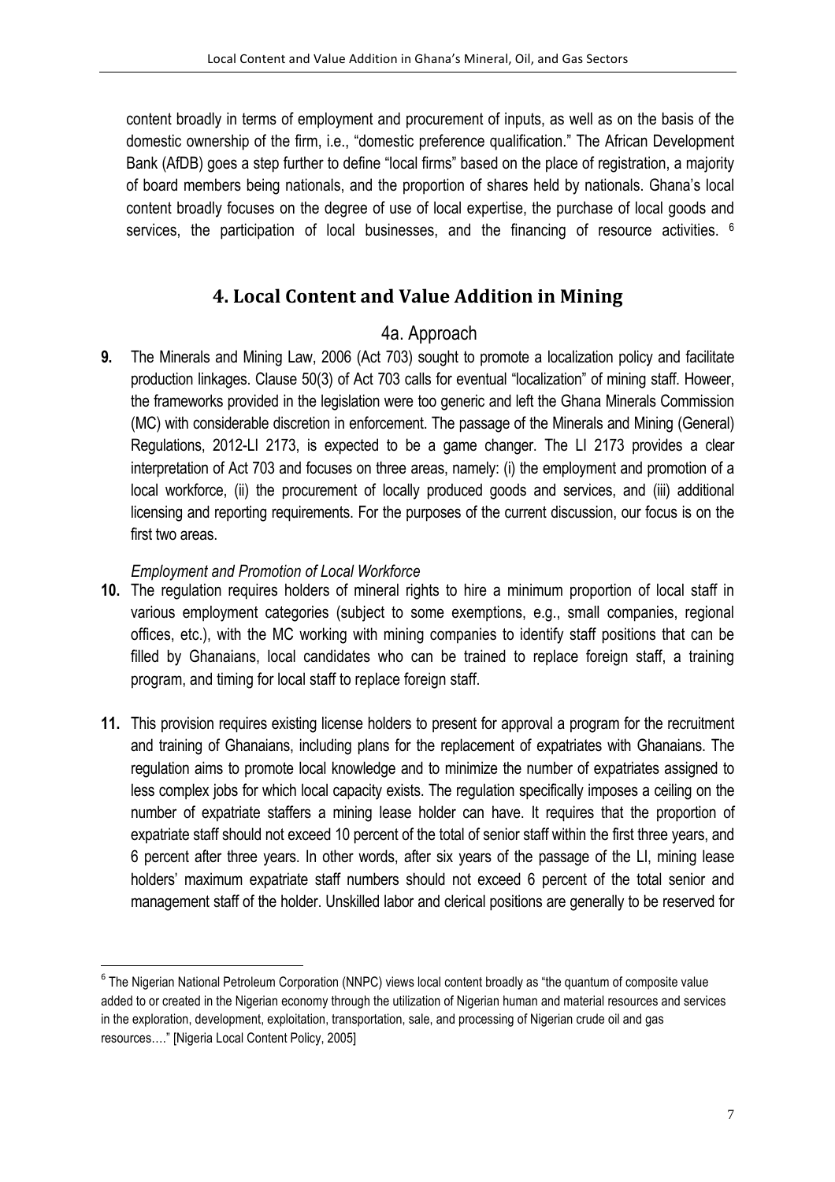content broadly in terms of employment and procurement of inputs, as well as on the basis of the domestic ownership of the firm, i.e., "domestic preference qualification." The African Development Bank (AfDB) goes a step further to define "local firms" based on the place of registration, a majority of board members being nationals, and the proportion of shares held by nationals. Ghana's local content broadly focuses on the degree of use of local expertise, the purchase of local goods and services, the participation of local businesses, and the financing of resource activities. [6]

## 4. Local Content and Value Addition in Mining

### 4a. Approach

**9.** The Minerals and Mining Law, 2006 (Act 703) sought to promote a localization policy and facilitate production linkages. Clause 50(3) of Act 703 calls for eventual "localization" of mining staff. However, the frameworks provided in the legislation were too generic and left the Ghana Minerals Commission (MC) with considerable discretion in enforcement. The passage of the Minerals and Mining (General) Regulations, 2012-LI 2173, is expected to be a game changer. The LI 2173 provides a clear interpretation of Act 703 and focuses on three areas, namely: (i) the employment and promotion of a local workforce, (ii) the procurement of locally produced goods and services, and (iii) additional licensing and reporting requirements. For the purposes of the current discussion, our focus is on the first two areas.

*Employment and Promotion of Local Workforce*

**10.** The regulation requires holders of mineral rights to hire a minimum proportion of local staff in various employment categories (subject to some exemptions, e.g., small companies, regional offices, etc.), with the MC working with mining companies to identify staff positions that can be filled by Ghanaians, local candidates who can be trained to replace foreign staff, a training program, and timing for local staff to replace foreign staff.

**11.** This provision requires existing license holders to present for approval a program for the recruitment and training of Ghanaians, including plans for the replacement of expatriates with Ghanaians. The regulation aims to promote local knowledge and to minimize the number of expatriates assigned to less complex jobs for which local capacity exists. The regulation specifically imposes a ceiling on the number of expatriate staffers a mining lease holder can have. It requires that the proportion of expatriate staff should not exceed 10 percent of the total of senior staff within the first three years, and 6 percent after three years. In other words, after six years of the passage of the LI, mining lease holders' maximum expatriate staff numbers should not exceed 6 percent of the total senior and management staff of the holder. Unskilled labor and clerical positions are generally to be reserved for

---

[6] The Nigerian National Petroleum Corporation (NNPC) views local content broadly as "the quantum of composite value added to or created in the Nigerian economy through the utilization of Nigerian human and material resources and services in the exploration, development, exploitation, transportation, sale, and processing of Nigerian crude oil and gas resources…." [Nigeria Local Content Policy, 2005]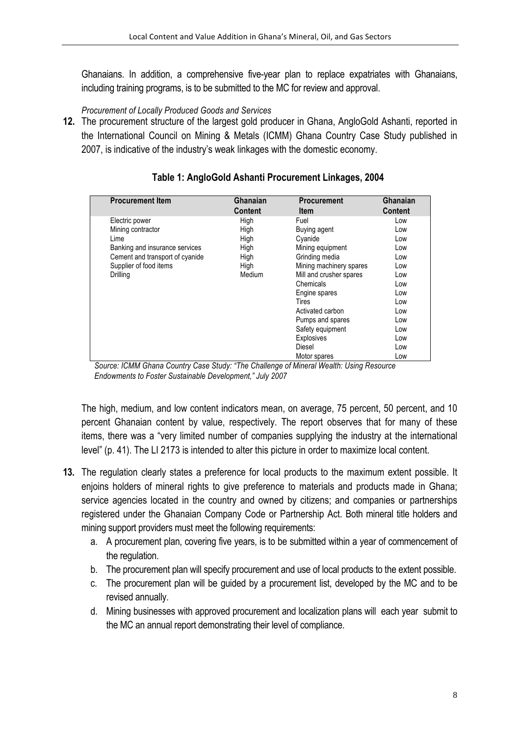Ghanaians. In addition, a comprehensive five-year plan to replace expatriates with Ghanaians, including training programs, is to be submitted to the MC for review and approval.

*Procurement of Locally Produced Goods and Services*

**12.** The procurement structure of the largest gold producer in Ghana, AngloGold Ashanti, reported in the International Council on Mining & Metals (ICMM) Ghana Country Case Study published in 2007, is indicative of the industry's weak linkages with the domestic economy.

**Table 1: AngloGold Ashanti Procurement Linkages, 2004**

| Procurement Item | Ghanaian Content | Procurement Item | Ghanaian Content |
|---|---|---|---|
| Electric power | High | Fuel | Low |
| Mining contractor | High | Buying agent | Low |
| Lime | High | Cyanide | Low |
| Banking and insurance services | High | Mining equipment | Low |
| Cement and transport of cyanide | High | Grinding media | Low |
| Supplier of food items | High | Mining machinery spares | Low |
| Drilling | Medium | Mill and crusher spares | Low |
| | | Chemicals | Low |
| | | Engine spares | Low |
| | | Tires | Low |
| | | Activated carbon | Low |
| | | Pumps and spares | Low |
| | | Safety equipment | Low |
| | | Explosives | Low |
| | | Diesel | Low |
| | | Motor spares | Low |

*Source: ICMM Ghana Country Case Study: "The Challenge of Mineral Wealth: Using Resource Endowments to Foster Sustainable Development," July 2007*

The high, medium, and low content indicators mean, on average, 75 percent, 50 percent, and 10 percent Ghanaian content by value, respectively. The report observes that for many of these items, there was a "very limited number of companies supplying the industry at the international level" (p. 41). The LI 2173 is intended to alter this picture in order to maximize local content.

**13.** The regulation clearly states a preference for local products to the maximum extent possible. It enjoins holders of mineral rights to give preference to materials and products made in Ghana; service agencies located in the country and owned by citizens; and companies or partnerships registered under the Ghanaian Company Code or Partnership Act. Both mineral title holders and mining support providers must meet the following requirements:

a. A procurement plan, covering five years, is to be submitted within a year of commencement of the regulation.

b. The procurement plan will specify procurement and use of local products to the extent possible.

c. The procurement plan will be guided by a procurement list, developed by the MC and to be revised annually.

d. Mining businesses with approved procurement and localization plans will each year submit to the MC an annual report demonstrating their level of compliance.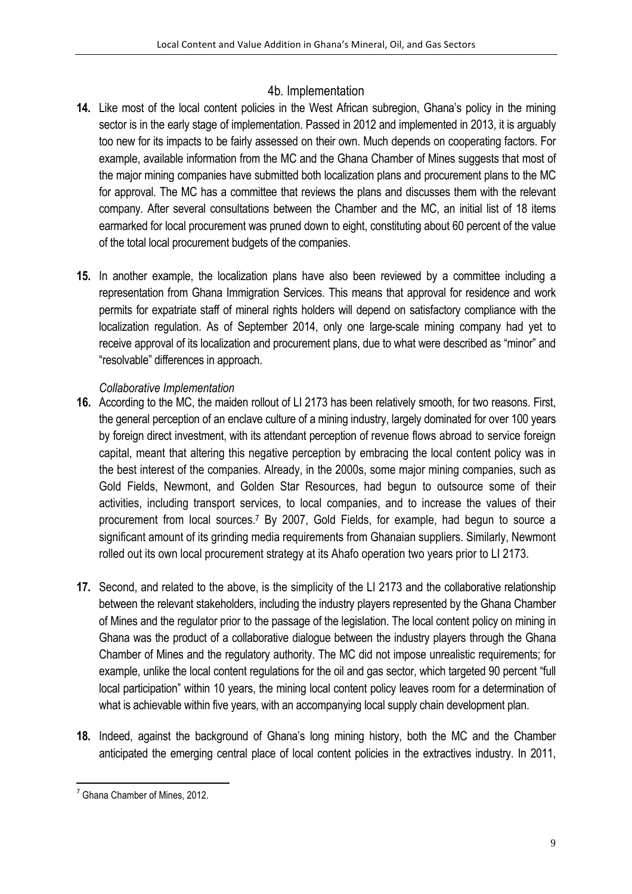## 4b. Implementation

**14.** Like most of the local content policies in the West African subregion, Ghana's policy in the mining sector is in the early stage of implementation. Passed in 2012 and implemented in 2013, it is arguably too new for its impacts to be fairly assessed on their own. Much depends on cooperating factors. For example, available information from the MC and the Ghana Chamber of Mines suggests that most of the major mining companies have submitted both localization plans and procurement plans to the MC for approval. The MC has a committee that reviews the plans and discusses them with the relevant company. After several consultations between the Chamber and the MC, an initial list of 18 items earmarked for local procurement was pruned down to eight, constituting about 60 percent of the value of the total local procurement budgets of the companies.

**15.** In another example, the localization plans have also been reviewed by a committee including a representation from Ghana Immigration Services. This means that approval for residence and work permits for expatriate staff of mineral rights holders will depend on satisfactory compliance with the localization regulation. As of September 2014, only one large-scale mining company had yet to receive approval of its localization and procurement plans, due to what were described as "minor" and "resolvable" differences in approach.

*Collaborative Implementation*

**16.** According to the MC, the maiden rollout of LI 2173 has been relatively smooth, for two reasons. First, the general perception of an enclave culture of a mining industry, largely dominated for over 100 years by foreign direct investment, with its attendant perception of revenue flows abroad to service foreign capital, meant that altering this negative perception by embracing the local content policy was in the best interest of the companies. Already, in the 2000s, some major mining companies, such as Gold Fields, Newmont, and Golden Star Resources, had begun to outsource some of their activities, including transport services, to local companies, and to increase the values of their procurement from local sources.[7] By 2007, Gold Fields, for example, had begun to source a significant amount of its grinding media requirements from Ghanaian suppliers. Similarly, Newmont rolled out its own local procurement strategy at its Ahafo operation two years prior to LI 2173.

**17.** Second, and related to the above, is the simplicity of the LI 2173 and the collaborative relationship between the relevant stakeholders, including the industry players represented by the Ghana Chamber of Mines and the regulator prior to the passage of the legislation. The local content policy on mining in Ghana was the product of a collaborative dialogue between the industry players through the Ghana Chamber of Mines and the regulatory authority. The MC did not impose unrealistic requirements; for example, unlike the local content regulations for the oil and gas sector, which targeted 90 percent "full local participation" within 10 years, the mining local content policy leaves room for a determination of what is achievable within five years, with an accompanying local supply chain development plan.

**18.** Indeed, against the background of Ghana's long mining history, both the MC and the Chamber anticipated the emerging central place of local content policies in the extractives industry. In 2011,

[7] Ghana Chamber of Mines, 2012.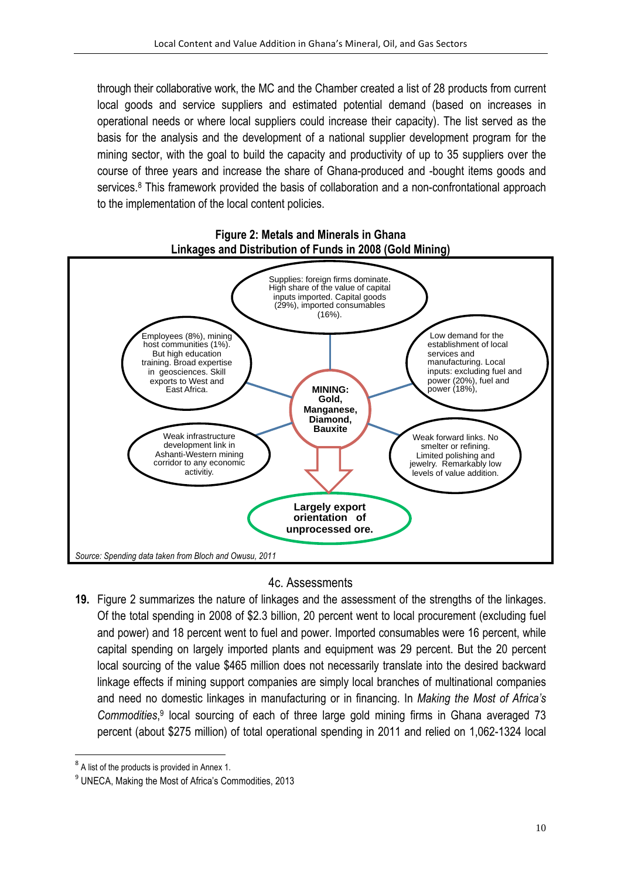through their collaborative work, the MC and the Chamber created a list of 28 products from current local goods and service suppliers and estimated potential demand (based on increases in operational needs or where local suppliers could increase their capacity). The list served as the basis for the analysis and the development of a national supplier development program for the mining sector, with the goal to build the capacity and productivity of up to 35 suppliers over the course of three years and increase the share of Ghana-produced and -bought items goods and services.[8] This framework provided the basis of collaboration and a non-confrontational approach to the implementation of the local content policies.

**Figure 2: Metals and Minerals in Ghana Linkages and Distribution of Funds in 2008 (Gold Mining)**

**MINING: Gold, Manganese, Diamond, Bauxite**

- Supplies: foreign firms dominate. High share of the value of capital inputs imported. Capital goods (29%), imported consumables (16%).
- Low demand for the establishment of local services and manufacturing. Local inputs: excluding fuel and power (20%), fuel and power (18%),
- Weak forward links. No smelter or refining. Limited polishing and jewelry. Remarkably low levels of value addition.
- Weak infrastructure development link in Ashanti-Western mining corridor to any economic activitiy.
- Employees (8%), mining host communities (1%). But high education training. Broad expertise in geosciences. Skill exports to West and East Africa.

**Largely export orientation of unprocessed ore.**

*Source: Spending data taken from Bloch and Owusu, 2011*

## 4c. Assessments

**19.** Figure 2 summarizes the nature of linkages and the assessment of the strengths of the linkages. Of the total spending in 2008 of $2.3 billion, 20 percent went to local procurement (excluding fuel and power) and 18 percent went to fuel and power. Imported consumables were 16 percent, while capital spending on largely imported plants and equipment was 29 percent. But the 20 percent local sourcing of the value $465 million does not necessarily translate into the desired backward linkage effects if mining support companies are simply local branches of multinational companies and need no domestic linkages in manufacturing or in financing. In *Making the Most of Africa's Commodities*,[9] local sourcing of each of three large gold mining firms in Ghana averaged 73 percent (about $275 million) of total operational spending in 2011 and relied on 1,062-1324 local

---

[8] A list of the products is provided in Annex 1.

[9] UNECA, Making the Most of Africa's Commodities, 2013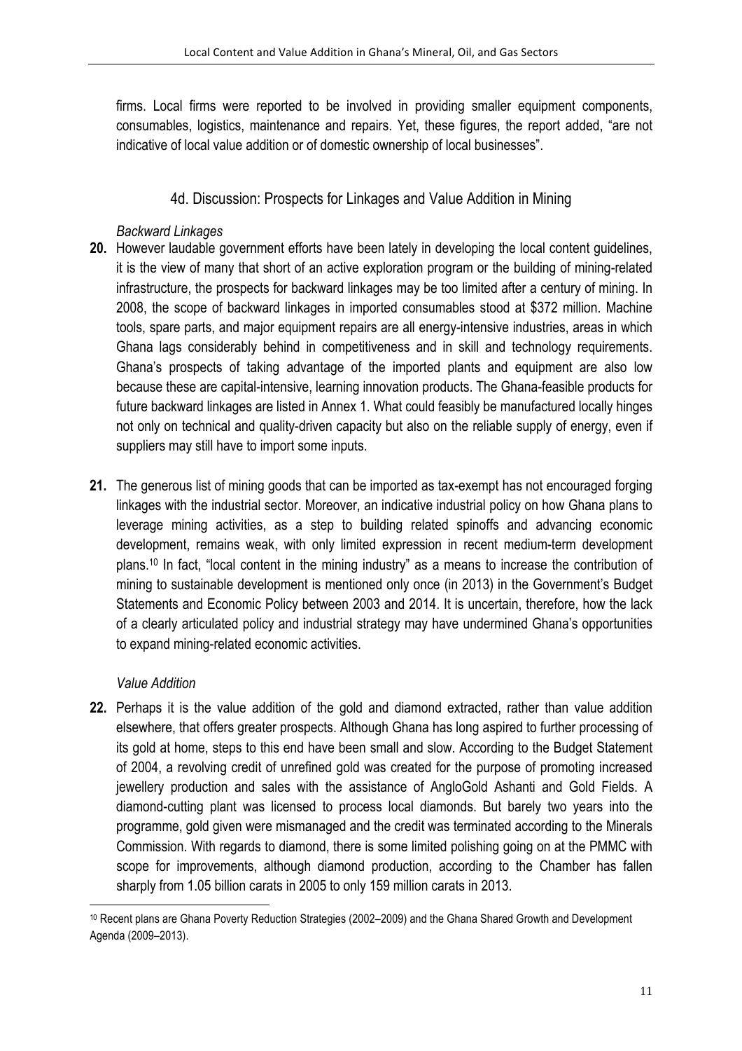firms. Local firms were reported to be involved in providing smaller equipment components, consumables, logistics, maintenance and repairs. Yet, these figures, the report added, "are not indicative of local value addition or of domestic ownership of local businesses".

## 4d. Discussion: Prospects for Linkages and Value Addition in Mining

*Backward Linkages*

**20.** However laudable government efforts have been lately in developing the local content guidelines, it is the view of many that short of an active exploration program or the building of mining-related infrastructure, the prospects for backward linkages may be too limited after a century of mining. In 2008, the scope of backward linkages in imported consumables stood at $372 million. Machine tools, spare parts, and major equipment repairs are all energy-intensive industries, areas in which Ghana lags considerably behind in competitiveness and in skill and technology requirements. Ghana's prospects of taking advantage of the imported plants and equipment are also low because these are capital-intensive, learning innovation products. The Ghana-feasible products for future backward linkages are listed in Annex 1. What could feasibly be manufactured locally hinges not only on technical and quality-driven capacity but also on the reliable supply of energy, even if suppliers may still have to import some inputs.

**21.** The generous list of mining goods that can be imported as tax-exempt has not encouraged forging linkages with the industrial sector. Moreover, an indicative industrial policy on how Ghana plans to leverage mining activities, as a step to building related spinoffs and advancing economic development, remains weak, with only limited expression in recent medium-term development plans.[10] In fact, "local content in the mining industry" as a means to increase the contribution of mining to sustainable development is mentioned only once (in 2013) in the Government's Budget Statements and Economic Policy between 2003 and 2014. It is uncertain, therefore, how the lack of a clearly articulated policy and industrial strategy may have undermined Ghana's opportunities to expand mining-related economic activities.

*Value Addition*

**22.** Perhaps it is the value addition of the gold and diamond extracted, rather than value addition elsewhere, that offers greater prospects. Although Ghana has long aspired to further processing of its gold at home, steps to this end have been small and slow. According to the Budget Statement of 2004, a revolving credit of unrefined gold was created for the purpose of promoting increased jewellery production and sales with the assistance of AngloGold Ashanti and Gold Fields. A diamond-cutting plant was licensed to process local diamonds. But barely two years into the programme, gold given were mismanaged and the credit was terminated according to the Minerals Commission. With regards to diamond, there is some limited polishing going on at the PMMC with scope for improvements, although diamond production, according to the Chamber has fallen sharply from 1.05 billion carats in 2005 to only 159 million carats in 2013.

---

[10] Recent plans are Ghana Poverty Reduction Strategies (2002–2009) and the Ghana Shared Growth and Development Agenda (2009–2013).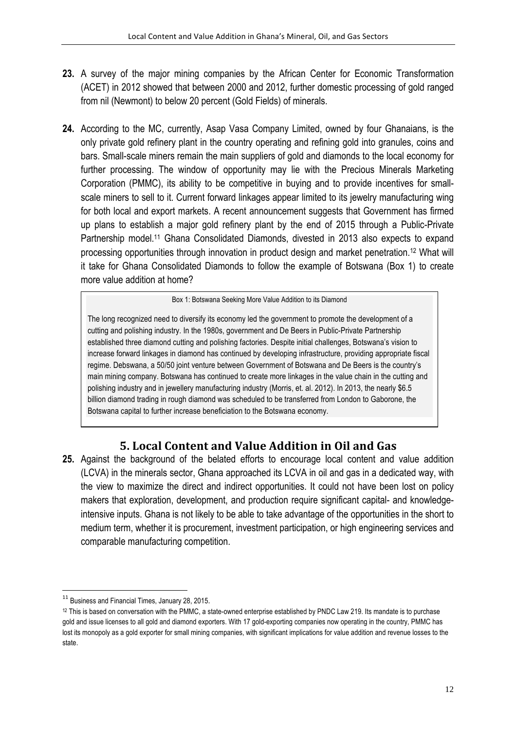**23.** A survey of the major mining companies by the African Center for Economic Transformation (ACET) in 2012 showed that between 2000 and 2012, further domestic processing of gold ranged from nil (Newmont) to below 20 percent (Gold Fields) of minerals.

**24.** According to the MC, currently, Asap Vasa Company Limited, owned by four Ghanaians, is the only private gold refinery plant in the country operating and refining gold into granules, coins and bars. Small-scale miners remain the main suppliers of gold and diamonds to the local economy for further processing. The window of opportunity may lie with the Precious Minerals Marketing Corporation (PMMC), its ability to be competitive in buying and to provide incentives for small-scale miners to sell to it. Current forward linkages appear limited to its jewelry manufacturing wing for both local and export markets. A recent announcement suggests that Government has firmed up plans to establish a major gold refinery plant by the end of 2015 through a Public-Private Partnership model.[11] Ghana Consolidated Diamonds, divested in 2013 also expects to expand processing opportunities through innovation in product design and market penetration.[12] What will it take for Ghana Consolidated Diamonds to follow the example of Botswana (Box 1) to create more value addition at home?

> Box 1: Botswana Seeking More Value Addition to its Diamond
>
> The long recognized need to diversify its economy led the government to promote the development of a cutting and polishing industry. In the 1980s, government and De Beers in Public-Private Partnership established three diamond cutting and polishing factories. Despite initial challenges, Botswana's vision to increase forward linkages in diamond has continued by developing infrastructure, providing appropriate fiscal regime. Debswana, a 50/50 joint venture between Government of Botswana and De Beers is the country's main mining company. Botswana has continued to create more linkages in the value chain in the cutting and polishing industry and in jewellery manufacturing industry (Morris, et. al. 2012). In 2013, the nearly $6.5 billion diamond trading in rough diamond was scheduled to be transferred from London to Gaborone, the Botswana capital to further increase beneficiation to the Botswana economy.

## 5. Local Content and Value Addition in Oil and Gas

**25.** Against the background of the belated efforts to encourage local content and value addition (LCVA) in the minerals sector, Ghana approached its LCVA in oil and gas in a dedicated way, with the view to maximize the direct and indirect opportunities. It could not have been lost on policy makers that exploration, development, and production require significant capital- and knowledge-intensive inputs. Ghana is not likely to be able to take advantage of the opportunities in the short to medium term, whether it is procurement, investment participation, or high engineering services and comparable manufacturing competition.

---

[11] Business and Financial Times, January 28, 2015.

[12] This is based on conversation with the PMMC, a state-owned enterprise established by PNDC Law 219. Its mandate is to purchase gold and issue licenses to all gold and diamond exporters. With 17 gold-exporting companies now operating in the country, PMMC has lost its monopoly as a gold exporter for small mining companies, with significant implications for value addition and revenue losses to the state.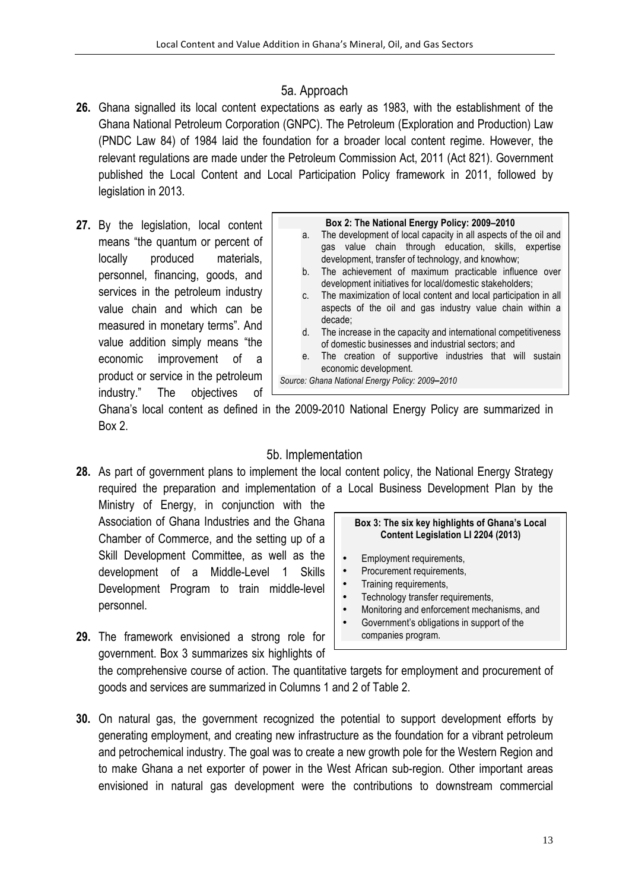### 5a. Approach

**26.** Ghana signalled its local content expectations as early as 1983, with the establishment of the Ghana National Petroleum Corporation (GNPC). The Petroleum (Exploration and Production) Law (PNDC Law 84) of 1984 laid the foundation for a broader local content regime. However, the relevant regulations are made under the Petroleum Commission Act, 2011 (Act 821). Government published the Local Content and Local Participation Policy framework in 2011, followed by legislation in 2013.

**27.** By the legislation, local content means "the quantum or percent of locally produced materials, personnel, financing, goods, and services in the petroleum industry value chain and which can be measured in monetary terms". And value addition simply means "the economic improvement of a product or service in the petroleum industry." The objectives of Ghana's local content as defined in the 2009-2010 National Energy Policy are summarized in Box 2.

> **Box 2: The National Energy Policy: 2009–2010**
>
> a. The development of local capacity in all aspects of the oil and gas value chain through education, skills, expertise development, transfer of technology, and knowhow;
>
> b. The achievement of maximum practicable influence over development initiatives for local/domestic stakeholders;
>
> c. The maximization of local content and local participation in all aspects of the oil and gas industry value chain within a decade;
>
> d. The increase in the capacity and international competitiveness of domestic businesses and industrial sectors; and
>
> e. The creation of supportive industries that will sustain economic development.
>
> *Source: Ghana National Energy Policy: 2009–2010*

### 5b. Implementation

**28.** As part of government plans to implement the local content policy, the National Energy Strategy required the preparation and implementation of a Local Business Development Plan by the Ministry of Energy, in conjunction with the Association of Ghana Industries and the Ghana Chamber of Commerce, and the setting up of a Skill Development Committee, as well as the development of a Middle-Level 1 Skills Development Program to train middle-level personnel.

> **Box 3: The six key highlights of Ghana's Local Content Legislation LI 2204 (2013)**
>
> - Employment requirements,
> - Procurement requirements,
> - Training requirements,
> - Technology transfer requirements,
> - Monitoring and enforcement mechanisms, and
> - Government's obligations in support of the companies program.

**29.** The framework envisioned a strong role for government. Box 3 summarizes six highlights of the comprehensive course of action. The quantitative targets for employment and procurement of goods and services are summarized in Columns 1 and 2 of Table 2.

**30.** On natural gas, the government recognized the potential to support development efforts by generating employment, and creating new infrastructure as the foundation for a vibrant petroleum and petrochemical industry. The goal was to create a new growth pole for the Western Region and to make Ghana a net exporter of power in the West African sub-region. Other important areas envisioned in natural gas development were the contributions to downstream commercial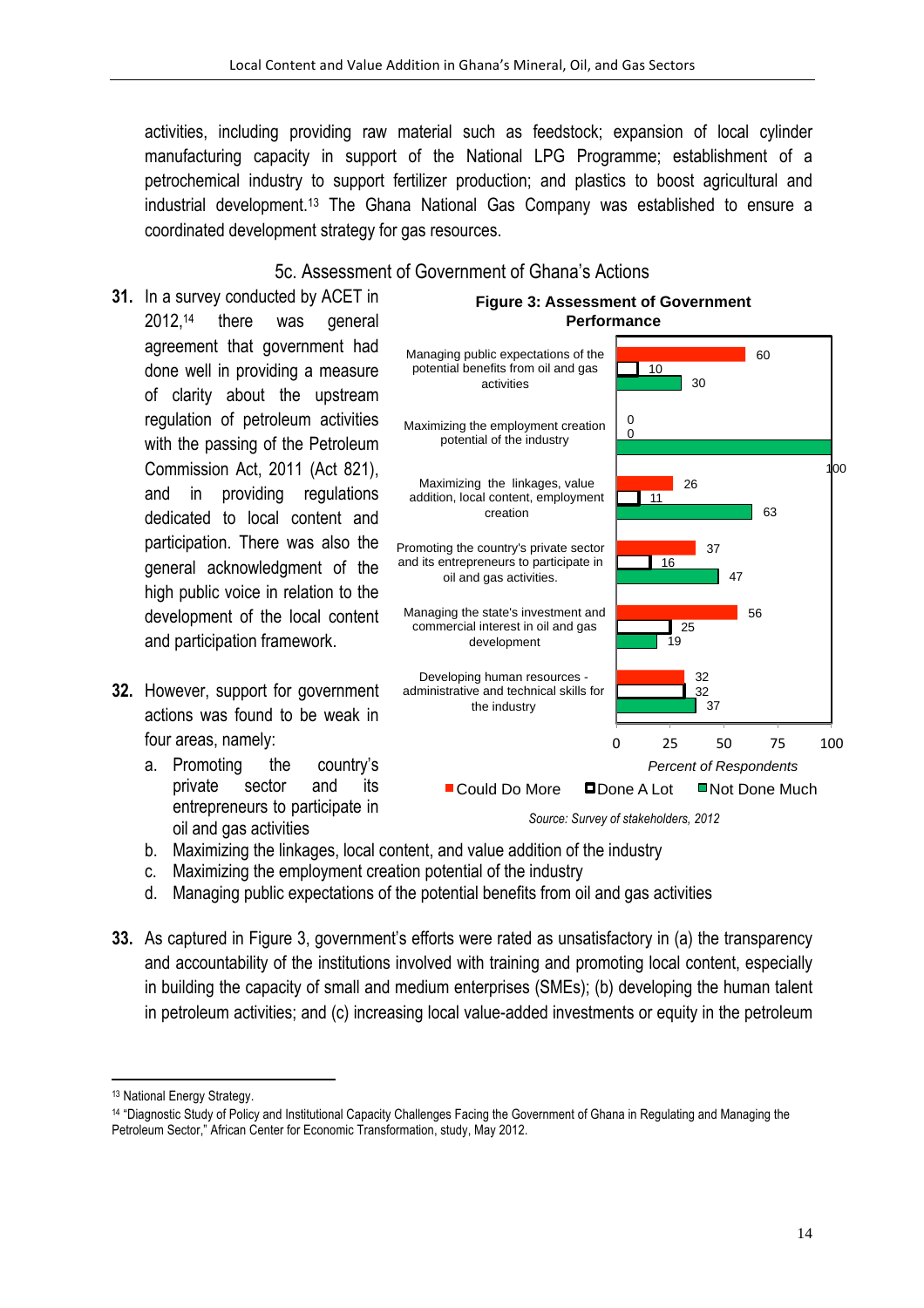activities, including providing raw material such as feedstock; expansion of local cylinder manufacturing capacity in support of the National LPG Programme; establishment of a petrochemical industry to support fertilizer production; and plastics to boost agricultural and industrial development.[13] The Ghana National Gas Company was established to ensure a coordinated development strategy for gas resources.

### 5c. Assessment of Government of Ghana's Actions

**31.** In a survey conducted by ACET in 2012,[14] there was general agreement that government had done well in providing a measure of clarity about the upstream regulation of petroleum activities with the passing of the Petroleum Commission Act, 2011 (Act 821), and in providing regulations dedicated to local content and participation. There was also the general acknowledgment of the high public voice in relation to the development of the local content and participation framework.

**Figure 3: Assessment of Government Performance**

| | Could Do More | Done A Lot | Not Done Much |
|---|---|---|---|
| Managing public expectations of the potential benefits from oil and gas activities | 60 | 10 | 30 |
| Maximizing the employment creation potential of the industry | 0 | 0 | 100 |
| Maximizing the linkages, value addition, local content, employment creation | 26 | 11 | 63 |
| Promoting the country's private sector and its entrepreneurs to participate in oil and gas activities. | 37 | 16 | 47 |
| Managing the state's investment and commercial interest in oil and gas development | 56 | 25 | 19 |
| Developing human resources - administrative and technical skills for the industry | 32 | 32 | 37 |

*Percent of Respondents*

*Source: Survey of stakeholders, 2012*

**32.** However, support for government actions was found to be weak in four areas, namely:

a. Promoting the country's private sector and its entrepreneurs to participate in oil and gas activities
b. Maximizing the linkages, local content, and value addition of the industry
c. Maximizing the employment creation potential of the industry
d. Managing public expectations of the potential benefits from oil and gas activities

**33.** As captured in Figure 3, government's efforts were rated as unsatisfactory in (a) the transparency and accountability of the institutions involved with training and promoting local content, especially in building the capacity of small and medium enterprises (SMEs); (b) developing the human talent in petroleum activities; and (c) increasing local value-added investments or equity in the petroleum

---

[13] National Energy Strategy.

[14] "Diagnostic Study of Policy and Institutional Capacity Challenges Facing the Government of Ghana in Regulating and Managing the Petroleum Sector," African Center for Economic Transformation, study, May 2012.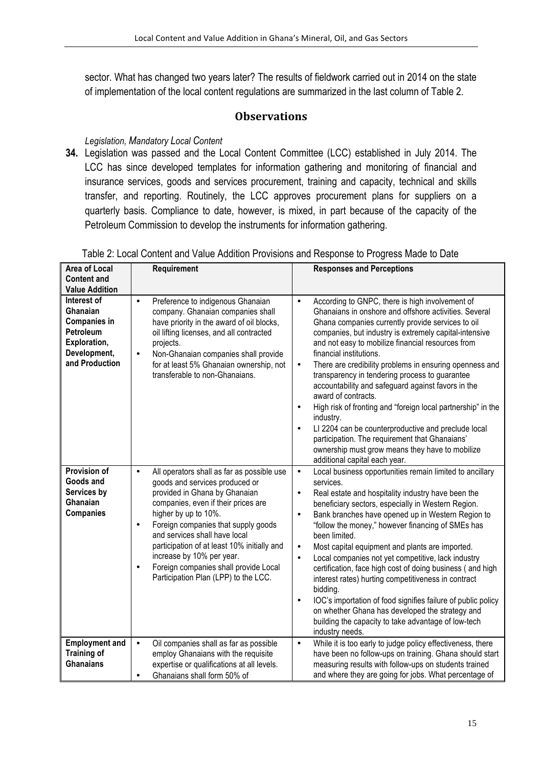sector. What has changed two years later? The results of fieldwork carried out in 2014 on the state of implementation of the local content regulations are summarized in the last column of Table 2.

## Observations

*Legislation, Mandatory Local Content*

**34.** Legislation was passed and the Local Content Committee (LCC) established in July 2014. The LCC has since developed templates for information gathering and monitoring of financial and insurance services, goods and services procurement, training and capacity, technical and skills transfer, and reporting. Routinely, the LCC approves procurement plans for suppliers on a quarterly basis. Compliance to date, however, is mixed, in part because of the capacity of the Petroleum Commission to develop the instruments for information gathering.

Table 2: Local Content and Value Addition Provisions and Response to Progress Made to Date

| Area of Local Content and Value Addition | Requirement | Responses and Perceptions |
|---|---|---|
| **Interest of Ghanaian Companies in Petroleum Exploration, Development, and Production** | • Preference to indigenous Ghanaian company. Ghanaian companies shall have priority in the award of oil blocks, oil lifting licenses, and all contracted projects.<br>• Non-Ghanaian companies shall provide for at least 5% Ghanaian ownership, not transferable to non-Ghanaians. | • According to GNPC, there is high involvement of Ghanaians in onshore and offshore activities. Several Ghana companies currently provide services to oil companies, but industry is extremely capital-intensive and not easy to mobilize financial resources from financial institutions.<br>• There are credibility problems in ensuring openness and transparency in tendering process to guarantee accountability and safeguard against favors in the award of contracts.<br>• High risk of fronting and "foreign local partnership" in the industry.<br>• LI 2204 can be counterproductive and preclude local participation. The requirement that Ghanaians' ownership must grow means they have to mobilize additional capital each year. |
| **Provision of Goods and Services by Ghanaian Companies** | • All operators shall as far as possible use goods and services produced or provided in Ghana by Ghanaian companies, even if their prices are higher by up to 10%.<br>• Foreign companies that supply goods and services shall have local participation of at least 10% initially and increase by 10% per year.<br>• Foreign companies shall provide Local Participation Plan (LPP) to the LCC. | • Local business opportunities remain limited to ancillary services.<br>• Real estate and hospitality industry have been the beneficiary sectors, especially in Western Region.<br>• Bank branches have opened up in Western Region to "follow the money," however financing of SMEs has been limited.<br>• Most capital equipment and plants are imported.<br>• Local companies not yet competitive, lack industry certification, face high cost of doing business ( and high interest rates) hurting competitiveness in contract bidding.<br>• IOC's importation of food signifies failure of public policy on whether Ghana has developed the strategy and building the capacity to take advantage of low-tech industry needs. |
| **Employment and Training of Ghanaians** | • Oil companies shall as far as possible employ Ghanaians with the requisite expertise or qualifications at all levels.<br>• Ghanaians shall form 50% of | • While it is too early to judge policy effectiveness, there have been no follow-ups on training. Ghana should start measuring results with follow-ups on students trained and where they are going for jobs. What percentage of |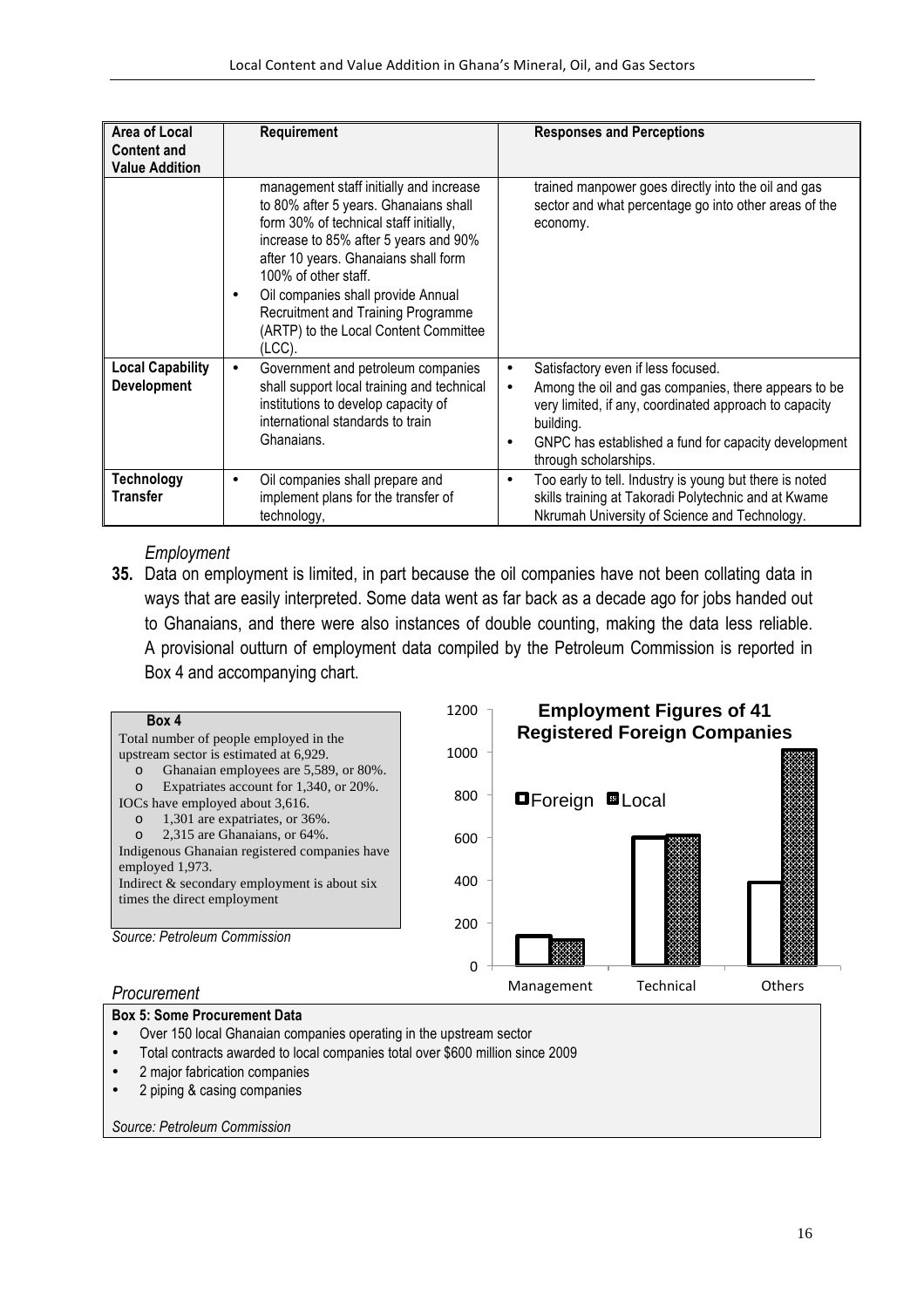| Area of Local Content and Value Addition | Requirement | Responses and Perceptions |
|---|---|---|
| | management staff initially and increase to 80% after 5 years. Ghanaians shall form 30% of technical staff initially, increase to 85% after 5 years and 90% after 10 years. Ghanaians shall form 100% of other staff. <br>• Oil companies shall provide Annual Recruitment and Training Programme (ARTP) to the Local Content Committee (LCC). | trained manpower goes directly into the oil and gas sector and what percentage go into other areas of the economy. |
| **Local Capability Development** | • Government and petroleum companies shall support local training and technical institutions to develop capacity of international standards to train Ghanaians. | • Satisfactory even if less focused. <br>• Among the oil and gas companies, there appears to be very limited, if any, coordinated approach to capacity building. <br>• GNPC has established a fund for capacity development through scholarships. |
| **Technology Transfer** | • Oil companies shall prepare and implement plans for the transfer of technology, | • Too early to tell. Industry is young but there is noted skills training at Takoradi Polytechnic and at Kwame Nkrumah University of Science and Technology. |

*Employment*

**35.** Data on employment is limited, in part because the oil companies have not been collating data in ways that are easily interpreted. Some data went as far back as a decade ago for jobs handed out to Ghanaians, and there were also instances of double counting, making the data less reliable. A provisional outturn of employment data compiled by the Petroleum Commission is reported in Box 4 and accompanying chart.

**Box 4**

Total number of people employed in the upstream sector is estimated at 6,929.
- Ghanaian employees are 5,589, or 80%.
- Expatriates account for 1,340, or 20%.

IOCs have employed about 3,616.
- 1,301 are expatriates, or 36%.
- 2,315 are Ghanaians, or 64%.

Indigenous Ghanaian registered companies have employed 1,973.

Indirect & secondary employment is about six times the direct employment

*Source: Petroleum Commission*

**Employment Figures of 41 Registered Foreign Companies**

| | Foreign | Local |
|---|---|---|
| Management | ~140 | ~120 |
| Technical | ~600 | ~610 |
| Others | ~390 | ~1010 |

*Procurement*

**Box 5: Some Procurement Data**
- Over 150 local Ghanaian companies operating in the upstream sector
- Total contracts awarded to local companies total over $600 million since 2009
- 2 major fabrication companies
- 2 piping & casing companies

*Source: Petroleum Commission*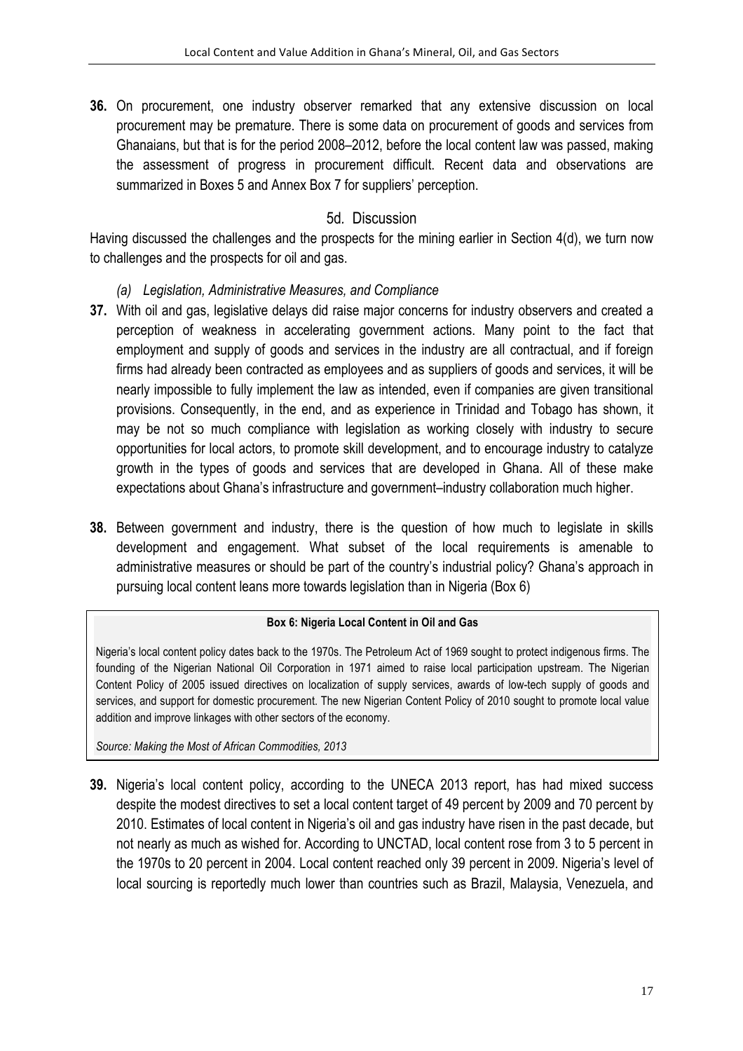**36.** On procurement, one industry observer remarked that any extensive discussion on local procurement may be premature. There is some data on procurement of goods and services from Ghanaians, but that is for the period 2008–2012, before the local content law was passed, making the assessment of progress in procurement difficult. Recent data and observations are summarized in Boxes 5 and Annex Box 7 for suppliers' perception.

### 5d. Discussion

Having discussed the challenges and the prospects for the mining earlier in Section 4(d), we turn now to challenges and the prospects for oil and gas.

*(a) Legislation, Administrative Measures, and Compliance*

**37.** With oil and gas, legislative delays did raise major concerns for industry observers and created a perception of weakness in accelerating government actions. Many point to the fact that employment and supply of goods and services in the industry are all contractual, and if foreign firms had already been contracted as employees and as suppliers of goods and services, it will be nearly impossible to fully implement the law as intended, even if companies are given transitional provisions. Consequently, in the end, and as experience in Trinidad and Tobago has shown, it may be not so much compliance with legislation as working closely with industry to secure opportunities for local actors, to promote skill development, and to encourage industry to catalyze growth in the types of goods and services that are developed in Ghana. All of these make expectations about Ghana's infrastructure and government–industry collaboration much higher.

**38.** Between government and industry, there is the question of how much to legislate in skills development and engagement. What subset of the local requirements is amenable to administrative measures or should be part of the country's industrial policy? Ghana's approach in pursuing local content leans more towards legislation than in Nigeria (Box 6)

**Box 6: Nigeria Local Content in Oil and Gas**

Nigeria's local content policy dates back to the 1970s. The Petroleum Act of 1969 sought to protect indigenous firms. The founding of the Nigerian National Oil Corporation in 1971 aimed to raise local participation upstream. The Nigerian Content Policy of 2005 issued directives on localization of supply services, awards of low-tech supply of goods and services, and support for domestic procurement. The new Nigerian Content Policy of 2010 sought to promote local value addition and improve linkages with other sectors of the economy.

*Source: Making the Most of African Commodities, 2013*

**39.** Nigeria's local content policy, according to the UNECA 2013 report, has had mixed success despite the modest directives to set a local content target of 49 percent by 2009 and 70 percent by 2010. Estimates of local content in Nigeria's oil and gas industry have risen in the past decade, but not nearly as much as wished for. According to UNCTAD, local content rose from 3 to 5 percent in the 1970s to 20 percent in 2004. Local content reached only 39 percent in 2009. Nigeria's level of local sourcing is reportedly much lower than countries such as Brazil, Malaysia, Venezuela, and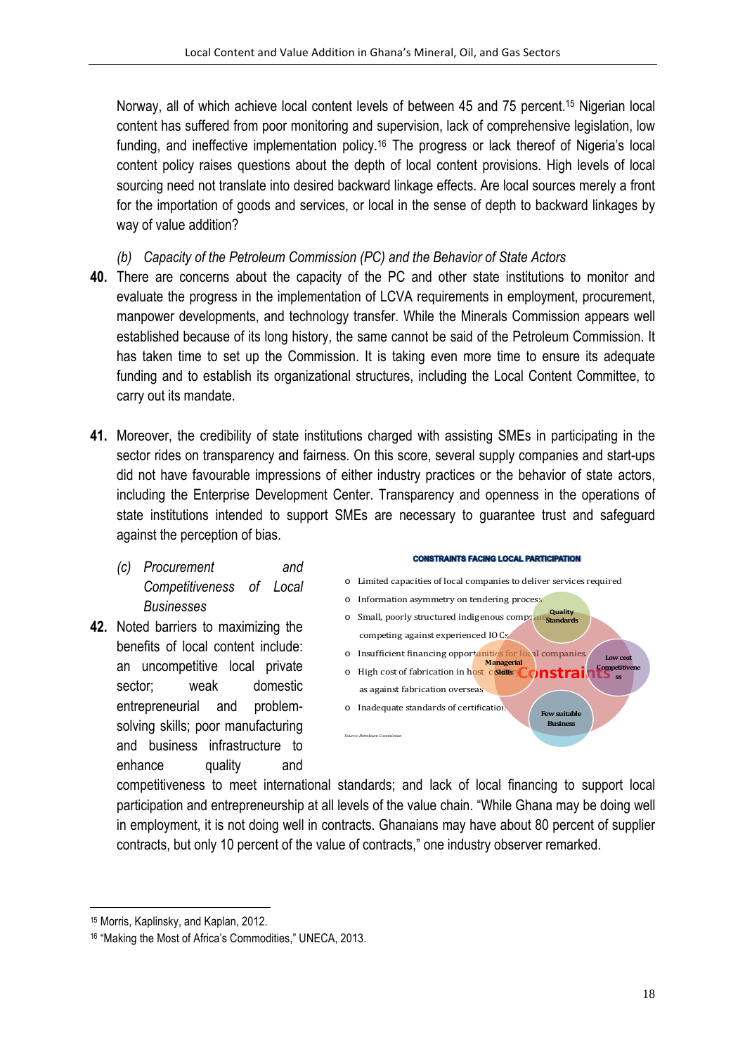Norway, all of which achieve local content levels of between 45 and 75 percent.[15] Nigerian local content has suffered from poor monitoring and supervision, lack of comprehensive legislation, low funding, and ineffective implementation policy.[16] The progress or lack thereof of Nigeria's local content policy raises questions about the depth of local content provisions. High levels of local sourcing need not translate into desired backward linkage effects. Are local sources merely a front for the importation of goods and services, or local in the sense of depth to backward linkages by way of value addition?

*(b) Capacity of the Petroleum Commission (PC) and the Behavior of State Actors*

**40.** There are concerns about the capacity of the PC and other state institutions to monitor and evaluate the progress in the implementation of LCVA requirements in employment, procurement, manpower developments, and technology transfer. While the Minerals Commission appears well established because of its long history, the same cannot be said of the Petroleum Commission. It has taken time to set up the Commission. It is taking even more time to ensure its adequate funding and to establish its organizational structures, including the Local Content Committee, to carry out its mandate.

**41.** Moreover, the credibility of state institutions charged with assisting SMEs in participating in the sector rides on transparency and fairness. On this score, several supply companies and start-ups did not have favourable impressions of either industry practices or the behavior of state actors, including the Enterprise Development Center. Transparency and openness in the operations of state institutions intended to support SMEs are necessary to guarantee trust and safeguard against the perception of bias.

*(c) Procurement and Competitiveness of Local Businesses*

**CONSTRAINTS FACING LOCAL PARTICIPATION**

- Limited capacities of local companies to deliver services required
- Information asymmetry on tendering process
- Small, poorly structured indigenous companies competing against experienced IOCs
- Insufficient financing opportunities for local companies.
- High cost of fabrication in host country as against fabrication overseas
- Inadequate standards of certification

Constraints: Quality Standards; Managerial Skills; Low cost Competitiveness; Few suitable Business

*Source: Petroleum Commission*

**42.** Noted barriers to maximizing the benefits of local content include: an uncompetitive local private sector; weak domestic entrepreneurial and problem-solving skills; poor manufacturing and business infrastructure to enhance quality and competitiveness to meet international standards; and lack of local financing to support local participation and entrepreneurship at all levels of the value chain. "While Ghana may be doing well in employment, it is not doing well in contracts. Ghanaians may have about 80 percent of supplier contracts, but only 10 percent of the value of contracts," one industry observer remarked.

---

[15] Morris, Kaplinsky, and Kaplan, 2012.

[16] "Making the Most of Africa's Commodities," UNECA, 2013.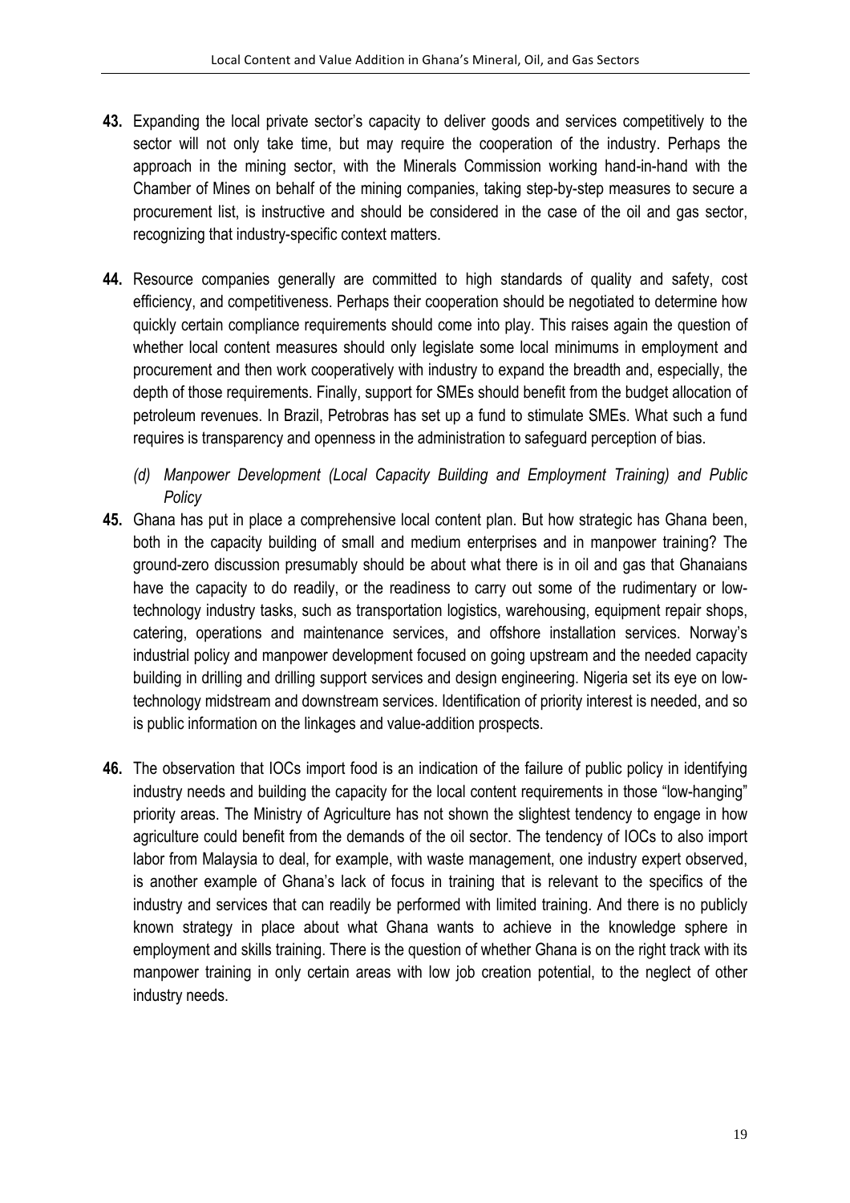**43.** Expanding the local private sector's capacity to deliver goods and services competitively to the sector will not only take time, but may require the cooperation of the industry. Perhaps the approach in the mining sector, with the Minerals Commission working hand-in-hand with the Chamber of Mines on behalf of the mining companies, taking step-by-step measures to secure a procurement list, is instructive and should be considered in the case of the oil and gas sector, recognizing that industry-specific context matters.

**44.** Resource companies generally are committed to high standards of quality and safety, cost efficiency, and competitiveness. Perhaps their cooperation should be negotiated to determine how quickly certain compliance requirements should come into play. This raises again the question of whether local content measures should only legislate some local minimums in employment and procurement and then work cooperatively with industry to expand the breadth and, especially, the depth of those requirements. Finally, support for SMEs should benefit from the budget allocation of petroleum revenues. In Brazil, Petrobras has set up a fund to stimulate SMEs. What such a fund requires is transparency and openness in the administration to safeguard perception of bias.

*(d) Manpower Development (Local Capacity Building and Employment Training) and Public Policy*

**45.** Ghana has put in place a comprehensive local content plan. But how strategic has Ghana been, both in the capacity building of small and medium enterprises and in manpower training? The ground-zero discussion presumably should be about what there is in oil and gas that Ghanaians have the capacity to do readily, or the readiness to carry out some of the rudimentary or low-technology industry tasks, such as transportation logistics, warehousing, equipment repair shops, catering, operations and maintenance services, and offshore installation services. Norway's industrial policy and manpower development focused on going upstream and the needed capacity building in drilling and drilling support services and design engineering. Nigeria set its eye on low-technology midstream and downstream services. Identification of priority interest is needed, and so is public information on the linkages and value-addition prospects.

**46.** The observation that IOCs import food is an indication of the failure of public policy in identifying industry needs and building the capacity for the local content requirements in those "low-hanging" priority areas. The Ministry of Agriculture has not shown the slightest tendency to engage in how agriculture could benefit from the demands of the oil sector. The tendency of IOCs to also import labor from Malaysia to deal, for example, with waste management, one industry expert observed, is another example of Ghana's lack of focus in training that is relevant to the specifics of the industry and services that can readily be performed with limited training. And there is no publicly known strategy in place about what Ghana wants to achieve in the knowledge sphere in employment and skills training. There is the question of whether Ghana is on the right track with its manpower training in only certain areas with low job creation potential, to the neglect of other industry needs.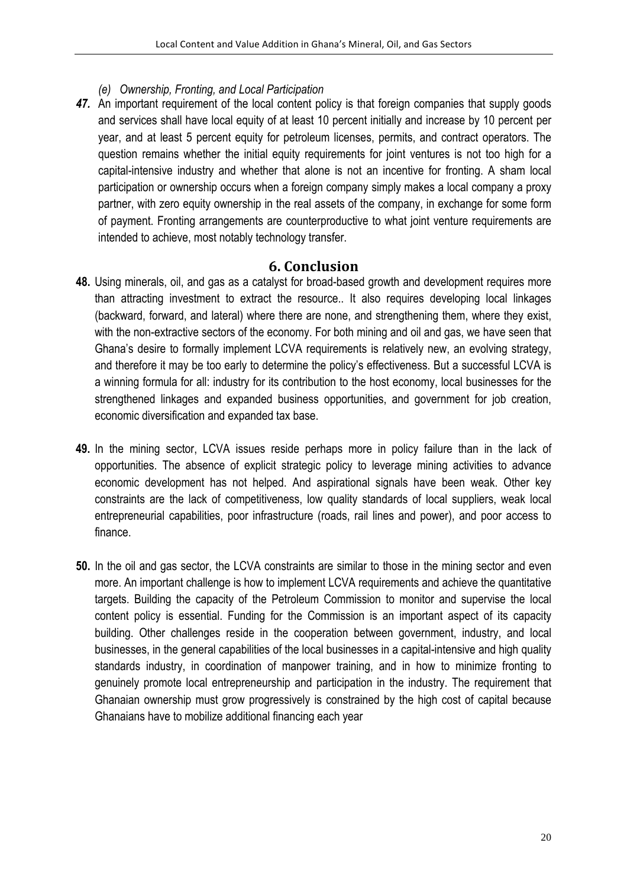*(e) Ownership, Fronting, and Local Participation*

***47.*** An important requirement of the local content policy is that foreign companies that supply goods and services shall have local equity of at least 10 percent initially and increase by 10 percent per year, and at least 5 percent equity for petroleum licenses, permits, and contract operators. The question remains whether the initial equity requirements for joint ventures is not too high for a capital-intensive industry and whether that alone is not an incentive for fronting. A sham local participation or ownership occurs when a foreign company simply makes a local company a proxy partner, with zero equity ownership in the real assets of the company, in exchange for some form of payment. Fronting arrangements are counterproductive to what joint venture requirements are intended to achieve, most notably technology transfer.

## 6. Conclusion

**48.** Using minerals, oil, and gas as a catalyst for broad-based growth and development requires more than attracting investment to extract the resource.. It also requires developing local linkages (backward, forward, and lateral) where there are none, and strengthening them, where they exist, with the non-extractive sectors of the economy. For both mining and oil and gas, we have seen that Ghana's desire to formally implement LCVA requirements is relatively new, an evolving strategy, and therefore it may be too early to determine the policy's effectiveness. But a successful LCVA is a winning formula for all: industry for its contribution to the host economy, local businesses for the strengthened linkages and expanded business opportunities, and government for job creation, economic diversification and expanded tax base.

**49.** In the mining sector, LCVA issues reside perhaps more in policy failure than in the lack of opportunities. The absence of explicit strategic policy to leverage mining activities to advance economic development has not helped. And aspirational signals have been weak. Other key constraints are the lack of competitiveness, low quality standards of local suppliers, weak local entrepreneurial capabilities, poor infrastructure (roads, rail lines and power), and poor access to finance.

**50.** In the oil and gas sector, the LCVA constraints are similar to those in the mining sector and even more. An important challenge is how to implement LCVA requirements and achieve the quantitative targets. Building the capacity of the Petroleum Commission to monitor and supervise the local content policy is essential. Funding for the Commission is an important aspect of its capacity building. Other challenges reside in the cooperation between government, industry, and local businesses, in the general capabilities of the local businesses in a capital-intensive and high quality standards industry, in coordination of manpower training, and in how to minimize fronting to genuinely promote local entrepreneurship and participation in the industry. The requirement that Ghanaian ownership must grow progressively is constrained by the high cost of capital because Ghanaians have to mobilize additional financing each year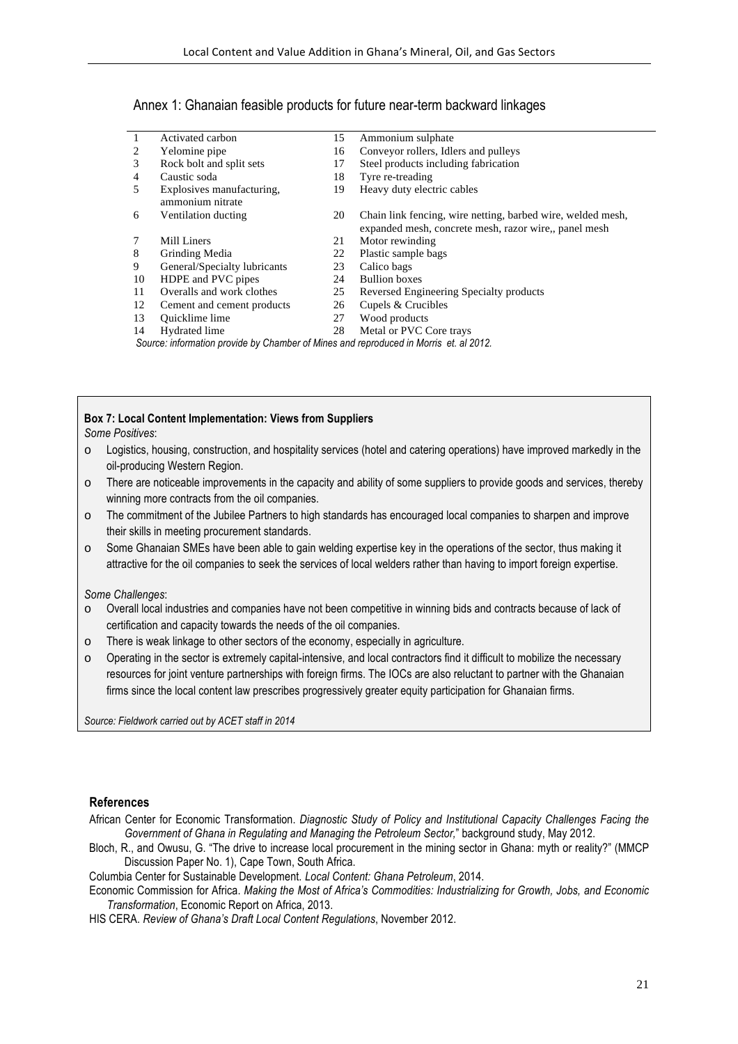## Annex 1: Ghanaian feasible products for future near-term backward linkages

| | | | |
|---|---|---|---|
| 1 | Activated carbon | 15 | Ammonium sulphate |
| 2 | Yelomine pipe | 16 | Conveyor rollers, Idlers and pulleys |
| 3 | Rock bolt and split sets | 17 | Steel products including fabrication |
| 4 | Caustic soda | 18 | Tyre re-treading |
| 5 | Explosives manufacturing, ammonium nitrate | 19 | Heavy duty electric cables |
| 6 | Ventilation ducting | 20 | Chain link fencing, wire netting, barbed wire, welded mesh, expanded mesh, concrete mesh, razor wire,, panel mesh |
| 7 | Mill Liners | 21 | Motor rewinding |
| 8 | Grinding Media | 22 | Plastic sample bags |
| 9 | General/Specialty lubricants | 23 | Calico bags |
| 10 | HDPE and PVC pipes | 24 | Bullion boxes |
| 11 | Overalls and work clothes | 25 | Reversed Engineering Specialty products |
| 12 | Cement and cement products | 26 | Cupels & Crucibles |
| 13 | Quicklime lime | 27 | Wood products |
| 14 | Hydrated lime | 28 | Metal or PVC Core trays |

*Source: information provide by Chamber of Mines and reproduced in Morris et. al 2012.*

**Box 7: Local Content Implementation: Views from Suppliers**

*Some Positives*:

- Logistics, housing, construction, and hospitality services (hotel and catering operations) have improved markedly in the oil-producing Western Region.
- There are noticeable improvements in the capacity and ability of some suppliers to provide goods and services, thereby winning more contracts from the oil companies.
- The commitment of the Jubilee Partners to high standards has encouraged local companies to sharpen and improve their skills in meeting procurement standards.
- Some Ghanaian SMEs have been able to gain welding expertise key in the operations of the sector, thus making it attractive for the oil companies to seek the services of local welders rather than having to import foreign expertise.

*Some Challenges*:

- Overall local industries and companies have not been competitive in winning bids and contracts because of lack of certification and capacity towards the needs of the oil companies.
- There is weak linkage to other sectors of the economy, especially in agriculture.
- Operating in the sector is extremely capital-intensive, and local contractors find it difficult to mobilize the necessary resources for joint venture partnerships with foreign firms. The IOCs are also reluctant to partner with the Ghanaian firms since the local content law prescribes progressively greater equity participation for Ghanaian firms.

*Source: Fieldwork carried out by ACET staff in 2014*

### References

African Center for Economic Transformation. *Diagnostic Study of Policy and Institutional Capacity Challenges Facing the Government of Ghana in Regulating and Managing the Petroleum Sector*," background study, May 2012.

Bloch, R., and Owusu, G. "The drive to increase local procurement in the mining sector in Ghana: myth or reality?" (MMCP Discussion Paper No. 1), Cape Town, South Africa.

Columbia Center for Sustainable Development. *Local Content: Ghana Petroleum*, 2014.

Economic Commission for Africa. *Making the Most of Africa's Commodities: Industrializing for Growth, Jobs, and Economic Transformation*, Economic Report on Africa, 2013.

HIS CERA. *Review of Ghana's Draft Local Content Regulations*, November 2012.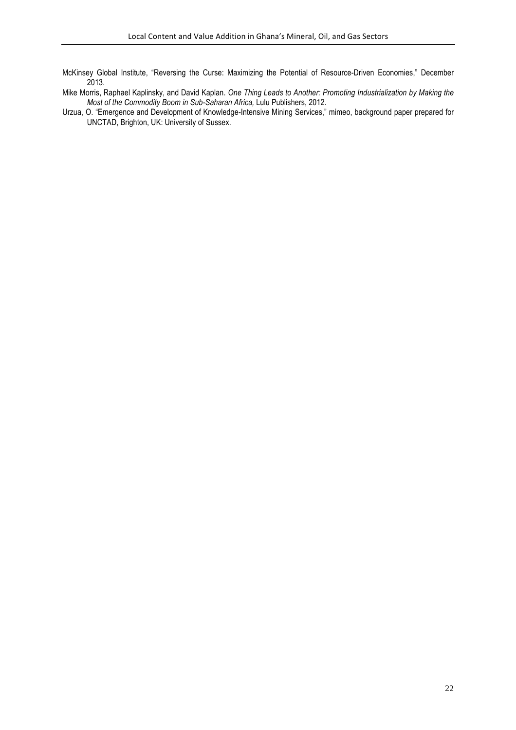McKinsey Global Institute, "Reversing the Curse: Maximizing the Potential of Resource-Driven Economies," December 2013.

Mike Morris, Raphael Kaplinsky, and David Kaplan. *One Thing Leads to Another: Promoting Industrialization by Making the Most of the Commodity Boom in Sub-Saharan Africa,* Lulu Publishers, 2012.

Urzua, O. "Emergence and Development of Knowledge-Intensive Mining Services," mimeo, background paper prepared for UNCTAD, Brighton, UK: University of Sussex.